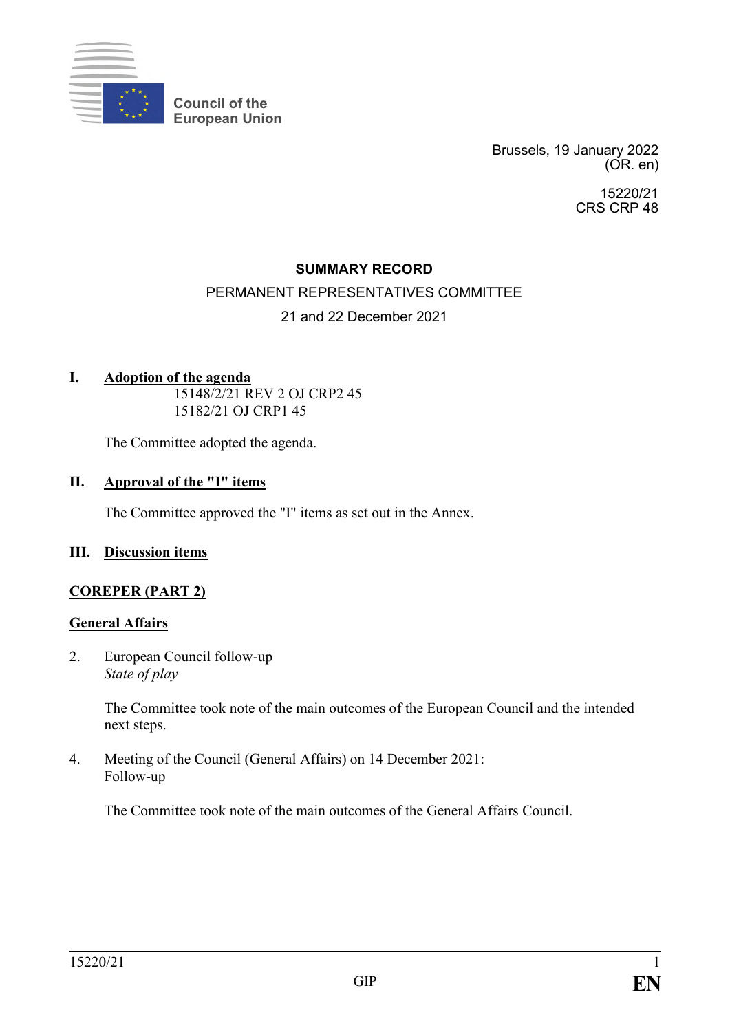Council of the European Union

Brussels, 19 January 2022
(OR. en)

15220/21
CRS CRP 48

**SUMMARY RECORD**

PERMANENT REPRESENTATIVES COMMITTEE

21 and 22 December 2021

## I. Adoption of the agenda

15148/2/21 REV 2 OJ CRP2 45
15182/21 OJ CRP1 45

The Committee adopted the agenda.

## II. Approval of the "I" items

The Committee approved the "I" items as set out in the Annex.

## III. Discussion items

### COREPER (PART 2)

### General Affairs

2. European Council follow-up
*State of play*

The Committee took note of the main outcomes of the European Council and the intended next steps.

4. Meeting of the Council (General Affairs) on 14 December 2021:
Follow-up

The Committee took note of the main outcomes of the General Affairs Council.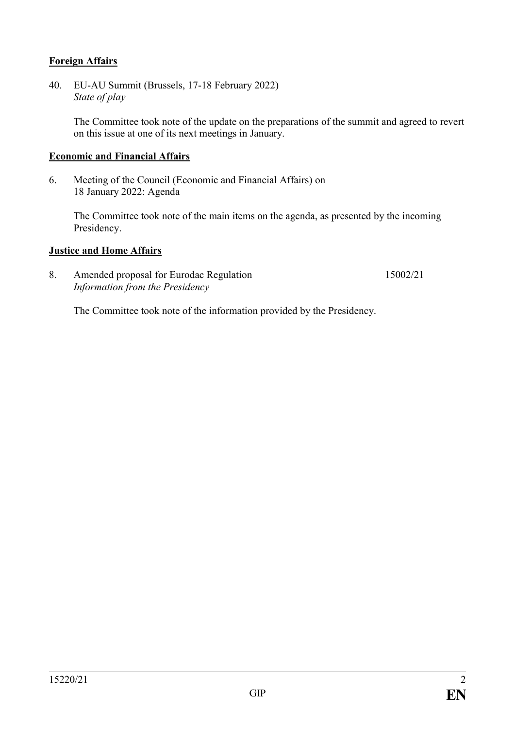**Foreign Affairs**

40. EU-AU Summit (Brussels, 17-18 February 2022)
*State of play*

The Committee took note of the update on the preparations of the summit and agreed to revert on this issue at one of its next meetings in January.

**Economic and Financial Affairs**

6. Meeting of the Council (Economic and Financial Affairs) on 18 January 2022: Agenda

The Committee took note of the main items on the agenda, as presented by the incoming Presidency.

**Justice and Home Affairs**

8. Amended proposal for Eurodac Regulation 15002/21
*Information from the Presidency*

The Committee took note of the information provided by the Presidency.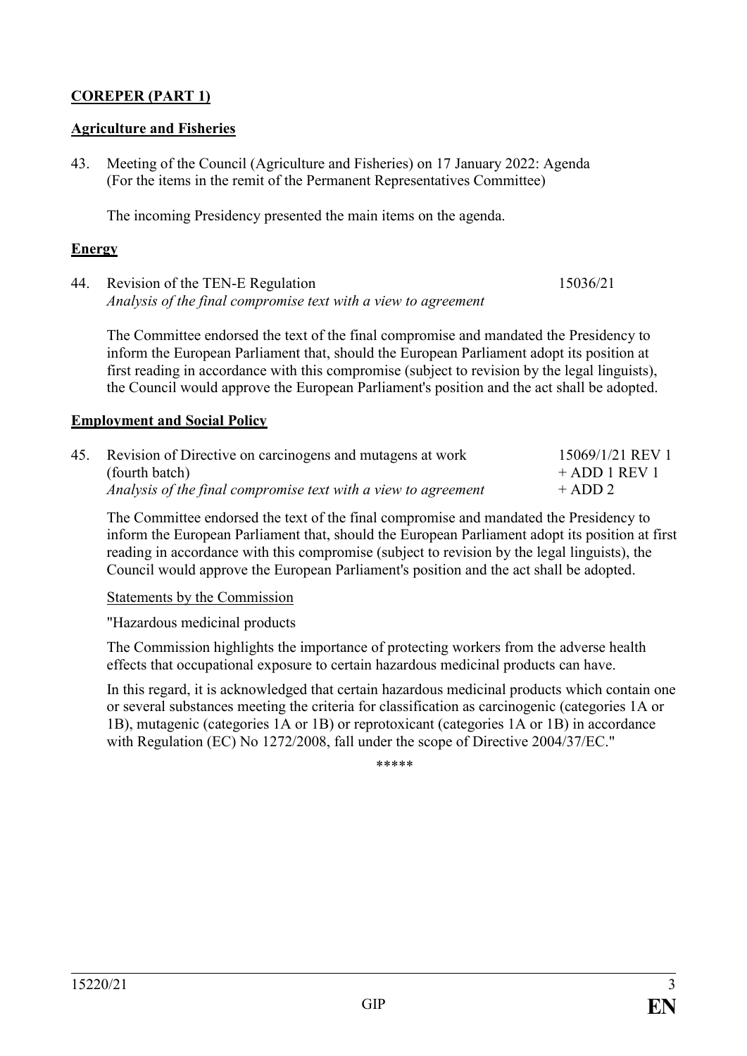**COREPER (PART 1)**

**Agriculture and Fisheries**

43. Meeting of the Council (Agriculture and Fisheries) on 17 January 2022: Agenda (For the items in the remit of the Permanent Representatives Committee)

    The incoming Presidency presented the main items on the agenda.

**Energy**

44. Revision of the TEN-E Regulation — 15036/21
    *Analysis of the final compromise text with a view to agreement*

    The Committee endorsed the text of the final compromise and mandated the Presidency to inform the European Parliament that, should the European Parliament adopt its position at first reading in accordance with this compromise (subject to revision by the legal linguists), the Council would approve the European Parliament's position and the act shall be adopted.

**Employment and Social Policy**

45. Revision of Directive on carcinogens and mutagens at work (fourth batch) — 15069/1/21 REV 1 + ADD 1 REV 1 + ADD 2
    *Analysis of the final compromise text with a view to agreement*

    The Committee endorsed the text of the final compromise and mandated the Presidency to inform the European Parliament that, should the European Parliament adopt its position at first reading in accordance with this compromise (subject to revision by the legal linguists), the Council would approve the European Parliament's position and the act shall be adopted.

    Statements by the Commission

    "Hazardous medicinal products

    The Commission highlights the importance of protecting workers from the adverse health effects that occupational exposure to certain hazardous medicinal products can have.

    In this regard, it is acknowledged that certain hazardous medicinal products which contain one or several substances meeting the criteria for classification as carcinogenic (categories 1A or 1B), mutagenic (categories 1A or 1B) or reprotoxicant (categories 1A or 1B) in accordance with Regulation (EC) No 1272/2008, fall under the scope of Directive 2004/37/EC."

\*\*\*\*\*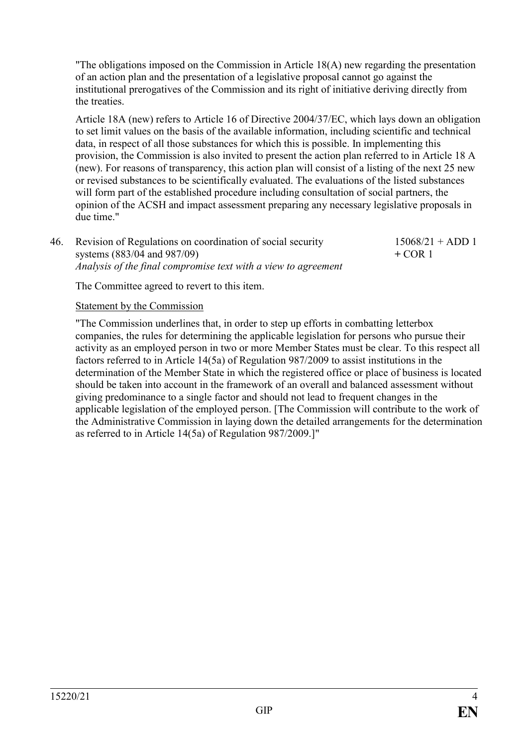"The obligations imposed on the Commission in Article 18(A) new regarding the presentation of an action plan and the presentation of a legislative proposal cannot go against the institutional prerogatives of the Commission and its right of initiative deriving directly from the treaties.

Article 18A (new) refers to Article 16 of Directive 2004/37/EC, which lays down an obligation to set limit values on the basis of the available information, including scientific and technical data, in respect of all those substances for which this is possible. In implementing this provision, the Commission is also invited to present the action plan referred to in Article 18 A (new). For reasons of transparency, this action plan will consist of a listing of the next 25 new or revised substances to be scientifically evaluated. The evaluations of the listed substances will form part of the established procedure including consultation of social partners, the opinion of the ACSH and impact assessment preparing any necessary legislative proposals in due time."

46. Revision of Regulations on coordination of social security systems (883/04 and 987/09) — 15068/21 + ADD 1 + COR 1
*Analysis of the final compromise text with a view to agreement*

The Committee agreed to revert to this item.

<u>Statement by the Commission</u>

"The Commission underlines that, in order to step up efforts in combatting letterbox companies, the rules for determining the applicable legislation for persons who pursue their activity as an employed person in two or more Member States must be clear. To this respect all factors referred to in Article 14(5a) of Regulation 987/2009 to assist institutions in the determination of the Member State in which the registered office or place of business is located should be taken into account in the framework of an overall and balanced assessment without giving predominance to a single factor and should not lead to frequent changes in the applicable legislation of the employed person. [The Commission will contribute to the work of the Administrative Commission in laying down the detailed arrangements for the determination as referred to in Article 14(5a) of Regulation 987/2009.]"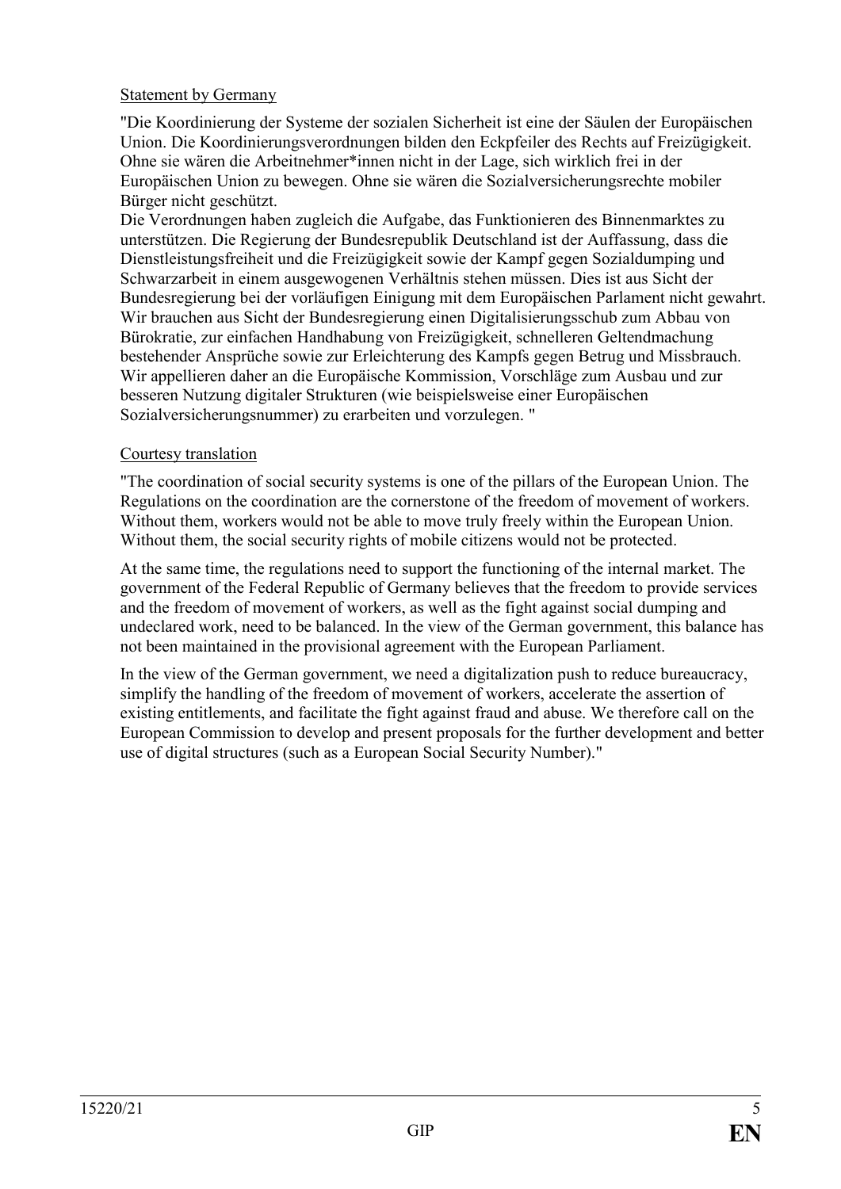Statement by Germany

"Die Koordinierung der Systeme der sozialen Sicherheit ist eine der Säulen der Europäischen Union. Die Koordinierungsverordnungen bilden den Eckpfeiler des Rechts auf Freizügigkeit. Ohne sie wären die Arbeitnehmer*innen nicht in der Lage, sich wirklich frei in der Europäischen Union zu bewegen. Ohne sie wären die Sozialversicherungsrechte mobiler Bürger nicht geschützt.
Die Verordnungen haben zugleich die Aufgabe, das Funktionieren des Binnenmarktes zu unterstützen. Die Regierung der Bundesrepublik Deutschland ist der Auffassung, dass die Dienstleistungsfreiheit und die Freizügigkeit sowie der Kampf gegen Sozialdumping und Schwarzarbeit in einem ausgewogenen Verhältnis stehen müssen. Dies ist aus Sicht der Bundesregierung bei der vorläufigen Einigung mit dem Europäischen Parlament nicht gewahrt. Wir brauchen aus Sicht der Bundesregierung einen Digitalisierungsschub zum Abbau von Bürokratie, zur einfachen Handhabung von Freizügigkeit, schnelleren Geltendmachung bestehender Ansprüche sowie zur Erleichterung des Kampfs gegen Betrug und Missbrauch. Wir appellieren daher an die Europäische Kommission, Vorschläge zum Ausbau und zur besseren Nutzung digitaler Strukturen (wie beispielsweise einer Europäischen Sozialversicherungsnummer) zu erarbeiten und vorzulegen. "

Courtesy translation

"The coordination of social security systems is one of the pillars of the European Union. The Regulations on the coordination are the cornerstone of the freedom of movement of workers. Without them, workers would not be able to move truly freely within the European Union. Without them, the social security rights of mobile citizens would not be protected.

At the same time, the regulations need to support the functioning of the internal market. The government of the Federal Republic of Germany believes that the freedom to provide services and the freedom of movement of workers, as well as the fight against social dumping and undeclared work, need to be balanced. In the view of the German government, this balance has not been maintained in the provisional agreement with the European Parliament.

In the view of the German government, we need a digitalization push to reduce bureaucracy, simplify the handling of the freedom of movement of workers, accelerate the assertion of existing entitlements, and facilitate the fight against fraud and abuse. We therefore call on the European Commission to develop and present proposals for the further development and better use of digital structures (such as a European Social Security Number)."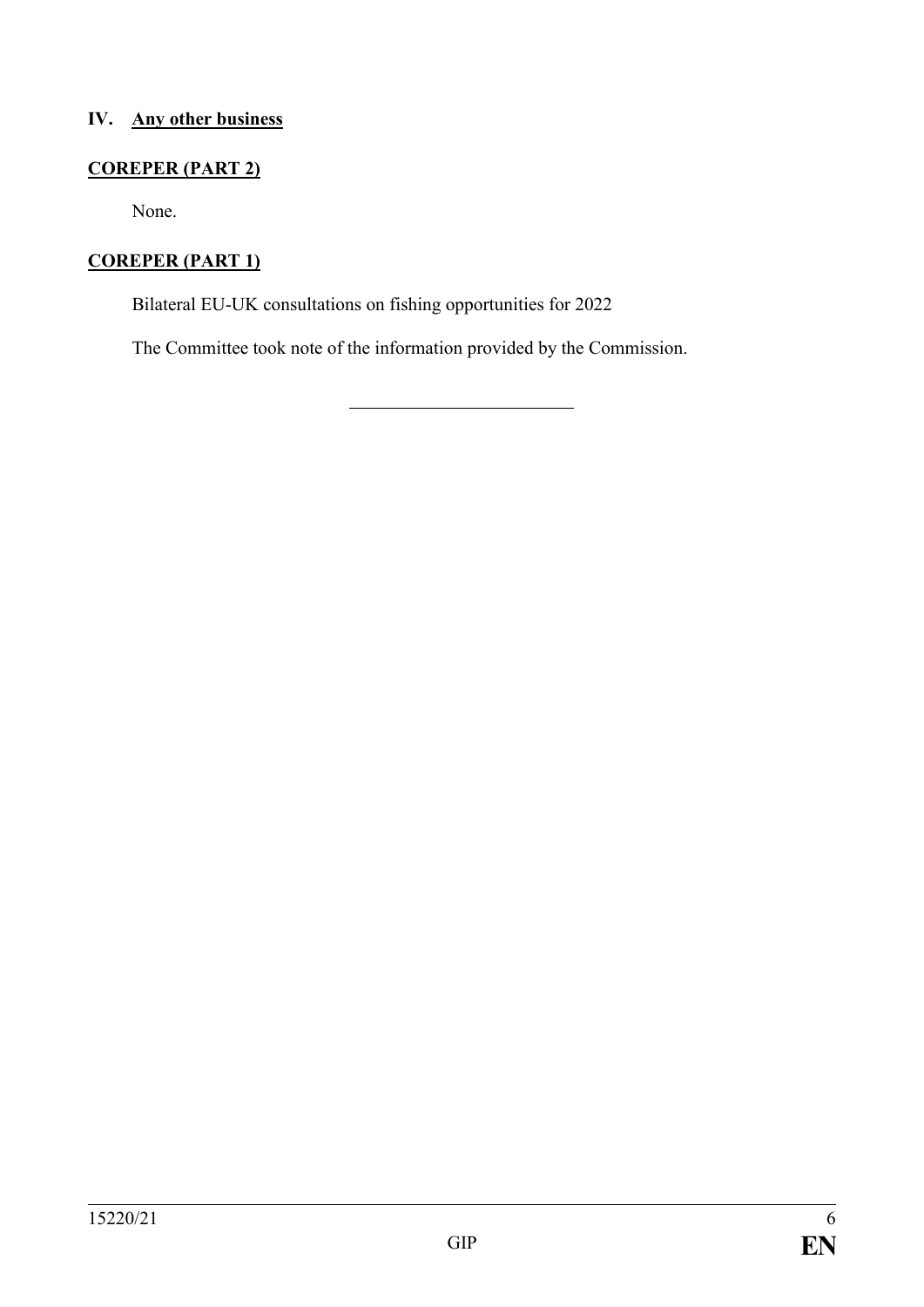## IV. Any other business

**COREPER (PART 2)**

None.

**COREPER (PART 1)**

Bilateral EU-UK consultations on fishing opportunities for 2022

The Committee took note of the information provided by the Commission.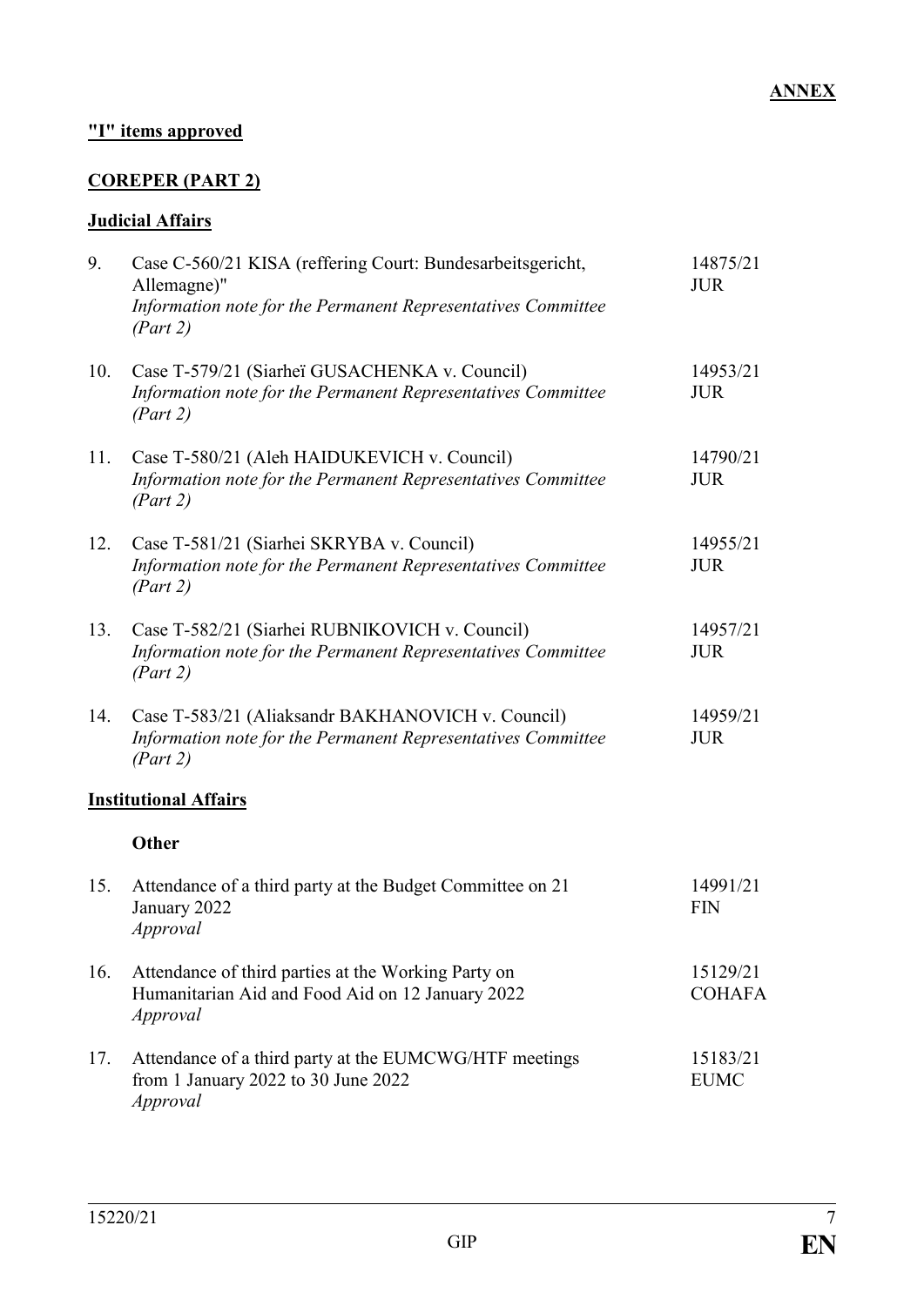**ANNEX**

**"I" items approved**

**COREPER (PART 2)**

**Judicial Affairs**

| | | |
|---|---|---|
| 9. | Case C-560/21 KISA (reffering Court: Bundesarbeitsgericht, Allemagne)"<br>*Information note for the Permanent Representatives Committee (Part 2)* | 14875/21<br>JUR |
| 10. | Case T-579/21 (Siarheï GUSACHENKA v. Council)<br>*Information note for the Permanent Representatives Committee (Part 2)* | 14953/21<br>JUR |
| 11. | Case T-580/21 (Aleh HAIDUKEVICH v. Council)<br>*Information note for the Permanent Representatives Committee (Part 2)* | 14790/21<br>JUR |
| 12. | Case T-581/21 (Siarhei SKRYBA v. Council)<br>*Information note for the Permanent Representatives Committee (Part 2)* | 14955/21<br>JUR |
| 13. | Case T-582/21 (Siarhei RUBNIKOVICH v. Council)<br>*Information note for the Permanent Representatives Committee (Part 2)* | 14957/21<br>JUR |
| 14. | Case T-583/21 (Aliaksandr BAKHANOVICH v. Council)<br>*Information note for the Permanent Representatives Committee (Part 2)* | 14959/21<br>JUR |

**Institutional Affairs**

**Other**

| | | |
|---|---|---|
| 15. | Attendance of a third party at the Budget Committee on 21 January 2022<br>*Approval* | 14991/21<br>FIN |
| 16. | Attendance of third parties at the Working Party on Humanitarian Aid and Food Aid on 12 January 2022<br>*Approval* | 15129/21<br>COHAFA |
| 17. | Attendance of a third party at the EUMCWG/HTF meetings from 1 January 2022 to 30 June 2022<br>*Approval* | 15183/21<br>EUMC |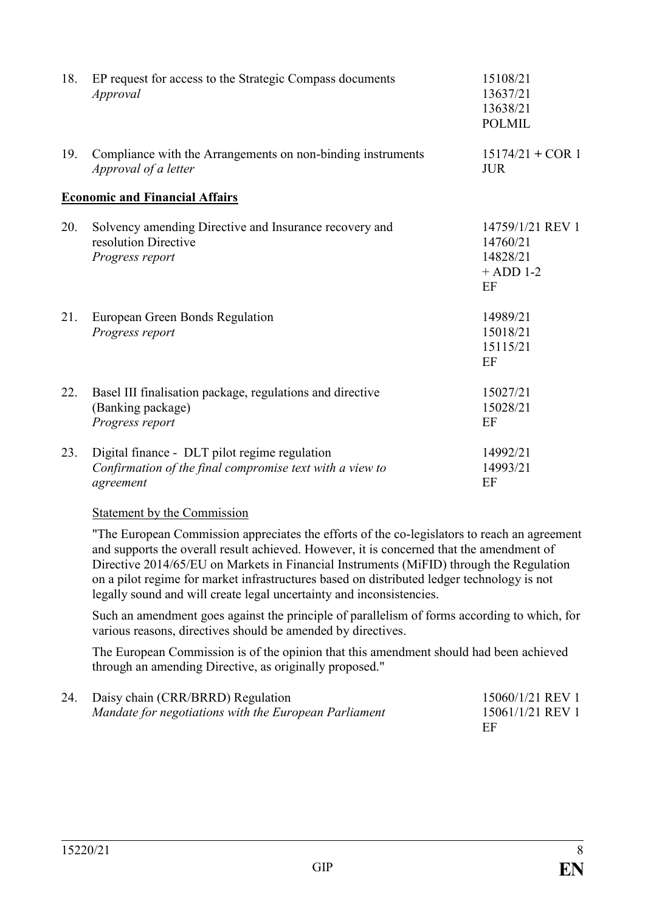18. EP request for access to the Strategic Compass documents
    *Approval*
    15108/21
    13637/21
    13638/21
    POLMIL

19. Compliance with the Arrangements on non-binding instruments
    *Approval of a letter*
    15174/21 + COR 1
    JUR

**Economic and Financial Affairs**

20. Solvency amending Directive and Insurance recovery and resolution Directive
    *Progress report*
    14759/1/21 REV 1
    14760/21
    14828/21
    + ADD 1-2
    EF

21. European Green Bonds Regulation
    *Progress report*
    14989/21
    15018/21
    15115/21
    EF

22. Basel III finalisation package, regulations and directive (Banking package)
    *Progress report*
    15027/21
    15028/21
    EF

23. Digital finance - DLT pilot regime regulation
    *Confirmation of the final compromise text with a view to agreement*
    14992/21
    14993/21
    EF

    Statement by the Commission

    "The European Commission appreciates the efforts of the co-legislators to reach an agreement and supports the overall result achieved. However, it is concerned that the amendment of Directive 2014/65/EU on Markets in Financial Instruments (MiFID) through the Regulation on a pilot regime for market infrastructures based on distributed ledger technology is not legally sound and will create legal uncertainty and inconsistencies.

    Such an amendment goes against the principle of parallelism of forms according to which, for various reasons, directives should be amended by directives.

    The European Commission is of the opinion that this amendment should had been achieved through an amending Directive, as originally proposed."

24. Daisy chain (CRR/BRRD) Regulation
    *Mandate for negotiations with the European Parliament*
    15060/1/21 REV 1
    15061/1/21 REV 1
    EF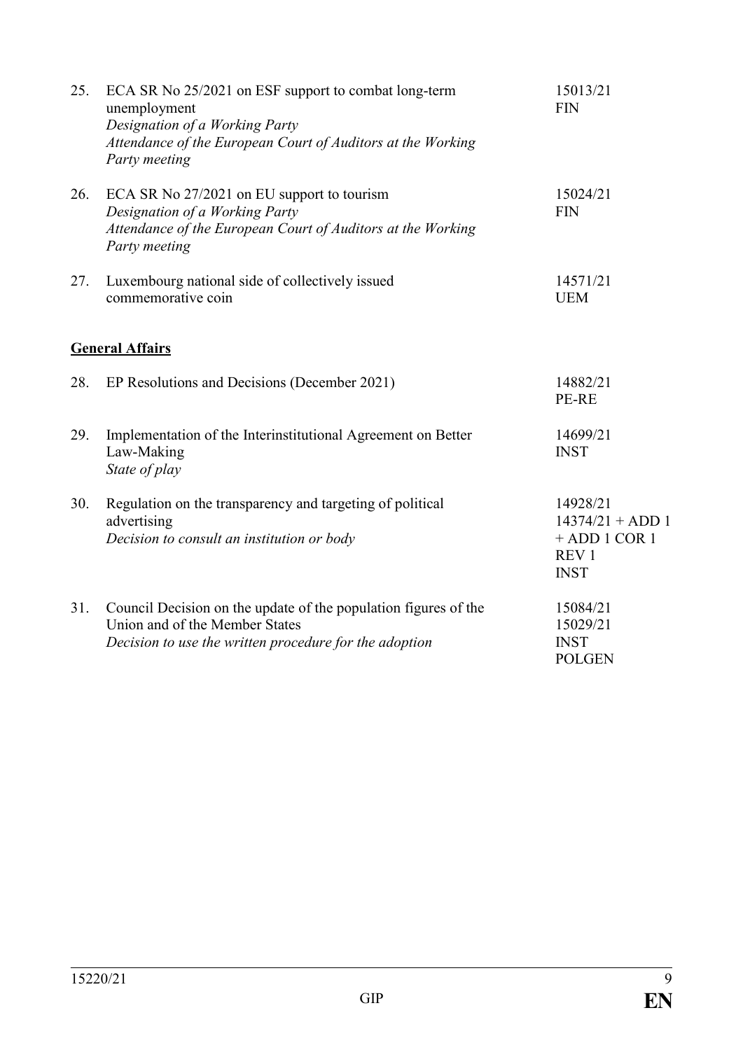| | | |
|---|---|---|
| 25. | ECA SR No 25/2021 on ESF support to combat long-term unemployment<br>*Designation of a Working Party*<br>*Attendance of the European Court of Auditors at the Working Party meeting* | 15013/21<br>FIN |
| 26. | ECA SR No 27/2021 on EU support to tourism<br>*Designation of a Working Party*<br>*Attendance of the European Court of Auditors at the Working Party meeting* | 15024/21<br>FIN |
| 27. | Luxembourg national side of collectively issued commemorative coin | 14571/21<br>UEM |

**General Affairs**

| | | |
|---|---|---|
| 28. | EP Resolutions and Decisions (December 2021) | 14882/21<br>PE-RE |
| 29. | Implementation of the Interinstitutional Agreement on Better Law-Making<br>*State of play* | 14699/21<br>INST |
| 30. | Regulation on the transparency and targeting of political advertising<br>*Decision to consult an institution or body* | 14928/21<br>14374/21 + ADD 1 + ADD 1 COR 1 REV 1<br>INST |
| 31. | Council Decision on the update of the population figures of the Union and of the Member States<br>*Decision to use the written procedure for the adoption* | 15084/21<br>15029/21<br>INST<br>POLGEN |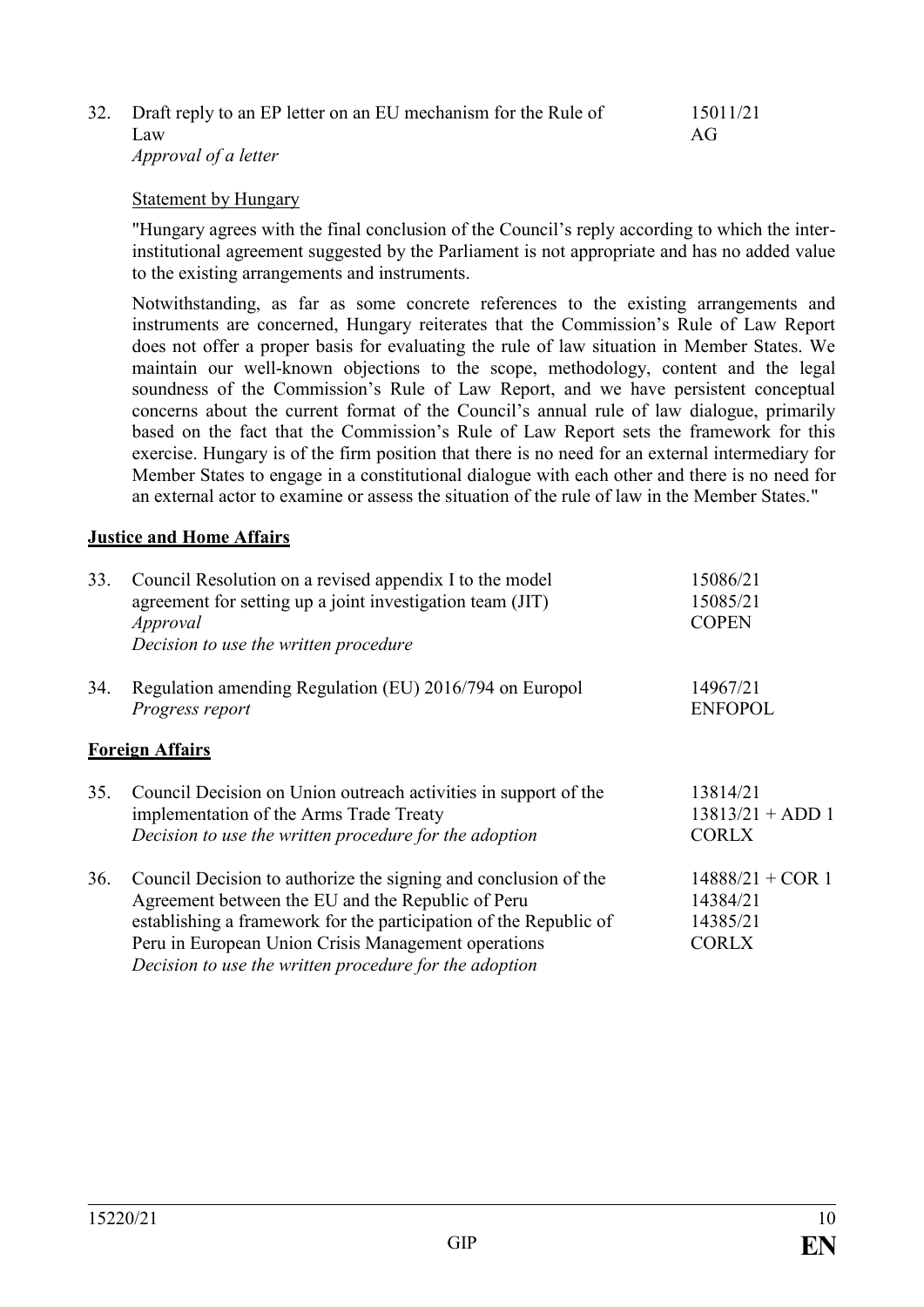| | | |
|---|---|---|
| 32. | Draft reply to an EP letter on an EU mechanism for the Rule of Law<br>*Approval of a letter* | 15011/21<br>AG |

<u>Statement by Hungary</u>

"Hungary agrees with the final conclusion of the Council's reply according to which the inter-institutional agreement suggested by the Parliament is not appropriate and has no added value to the existing arrangements and instruments.

Notwithstanding, as far as some concrete references to the existing arrangements and instruments are concerned, Hungary reiterates that the Commission's Rule of Law Report does not offer a proper basis for evaluating the rule of law situation in Member States. We maintain our well-known objections to the scope, methodology, content and the legal soundness of the Commission's Rule of Law Report, and we have persistent conceptual concerns about the current format of the Council's annual rule of law dialogue, primarily based on the fact that the Commission's Rule of Law Report sets the framework for this exercise. Hungary is of the firm position that there is no need for an external intermediary for Member States to engage in a constitutional dialogue with each other and there is no need for an external actor to examine or assess the situation of the rule of law in the Member States."

**<u>Justice and Home Affairs</u>**

| | | |
|---|---|---|
| 33. | Council Resolution on a revised appendix I to the model agreement for setting up a joint investigation team (JIT)<br>*Approval*<br>*Decision to use the written procedure* | 15086/21<br>15085/21<br>COPEN |
| 34. | Regulation amending Regulation (EU) 2016/794 on Europol<br>*Progress report* | 14967/21<br>ENFOPOL |

**<u>Foreign Affairs</u>**

| | | |
|---|---|---|
| 35. | Council Decision on Union outreach activities in support of the implementation of the Arms Trade Treaty<br>*Decision to use the written procedure for the adoption* | 13814/21<br>13813/21 + ADD 1<br>CORLX |
| 36. | Council Decision to authorize the signing and conclusion of the Agreement between the EU and the Republic of Peru establishing a framework for the participation of the Republic of Peru in European Union Crisis Management operations<br>*Decision to use the written procedure for the adoption* | 14888/21 + COR 1<br>14384/21<br>14385/21<br>CORLX |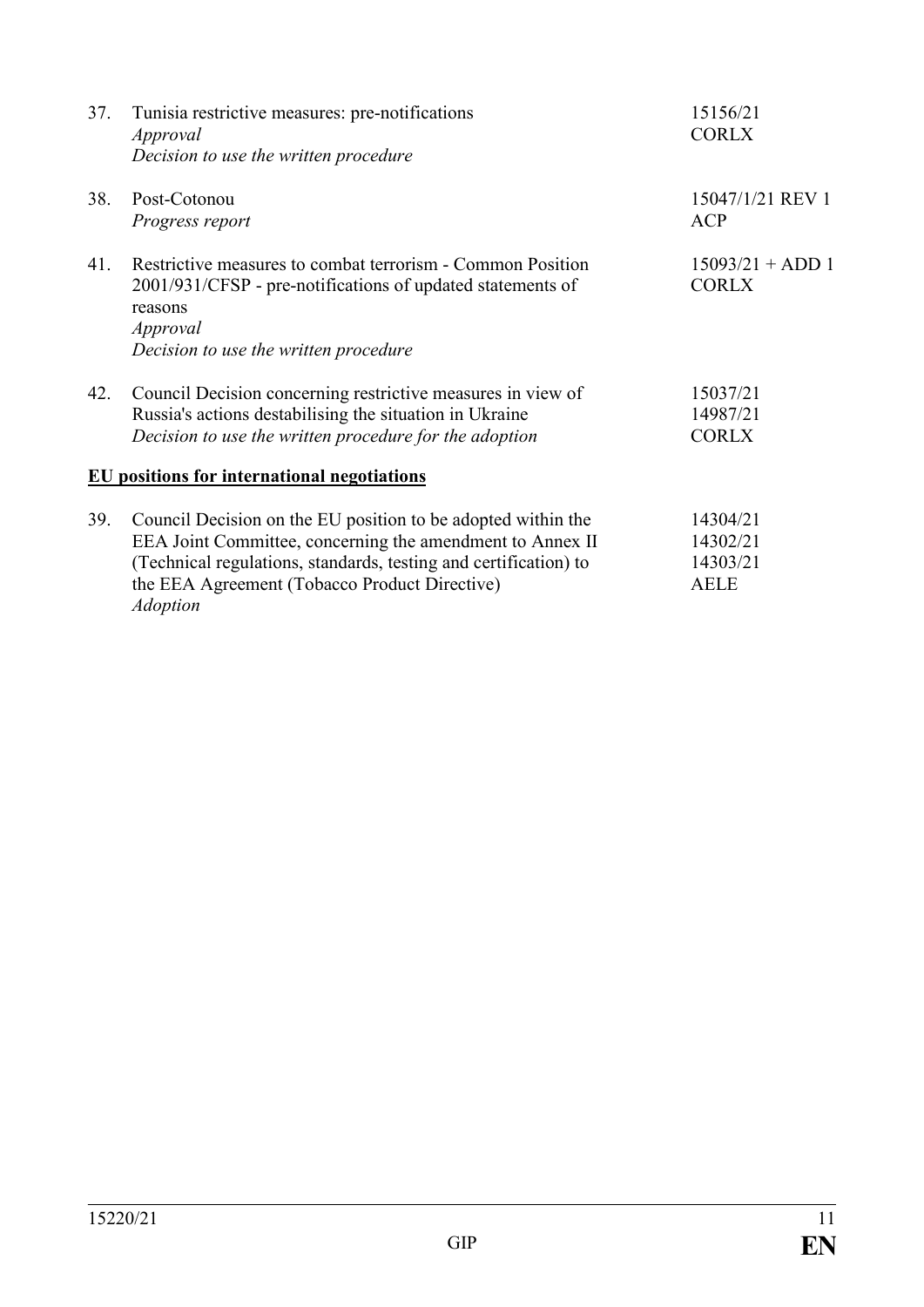| | | |
|---|---|---|
| 37. | Tunisia restrictive measures: pre-notifications<br>*Approval*<br>*Decision to use the written procedure* | 15156/21<br>CORLX |
| 38. | Post-Cotonou<br>*Progress report* | 15047/1/21 REV 1<br>ACP |
| 41. | Restrictive measures to combat terrorism - Common Position 2001/931/CFSP - pre-notifications of updated statements of reasons<br>*Approval*<br>*Decision to use the written procedure* | 15093/21 + ADD 1<br>CORLX |
| 42. | Council Decision concerning restrictive measures in view of Russia's actions destabilising the situation in Ukraine<br>*Decision to use the written procedure for the adoption* | 15037/21<br>14987/21<br>CORLX |

**EU positions for international negotiations**

| | | |
|---|---|---|
| 39. | Council Decision on the EU position to be adopted within the EEA Joint Committee, concerning the amendment to Annex II (Technical regulations, standards, testing and certification) to the EEA Agreement (Tobacco Product Directive)<br>*Adoption* | 14304/21<br>14302/21<br>14303/21<br>AELE |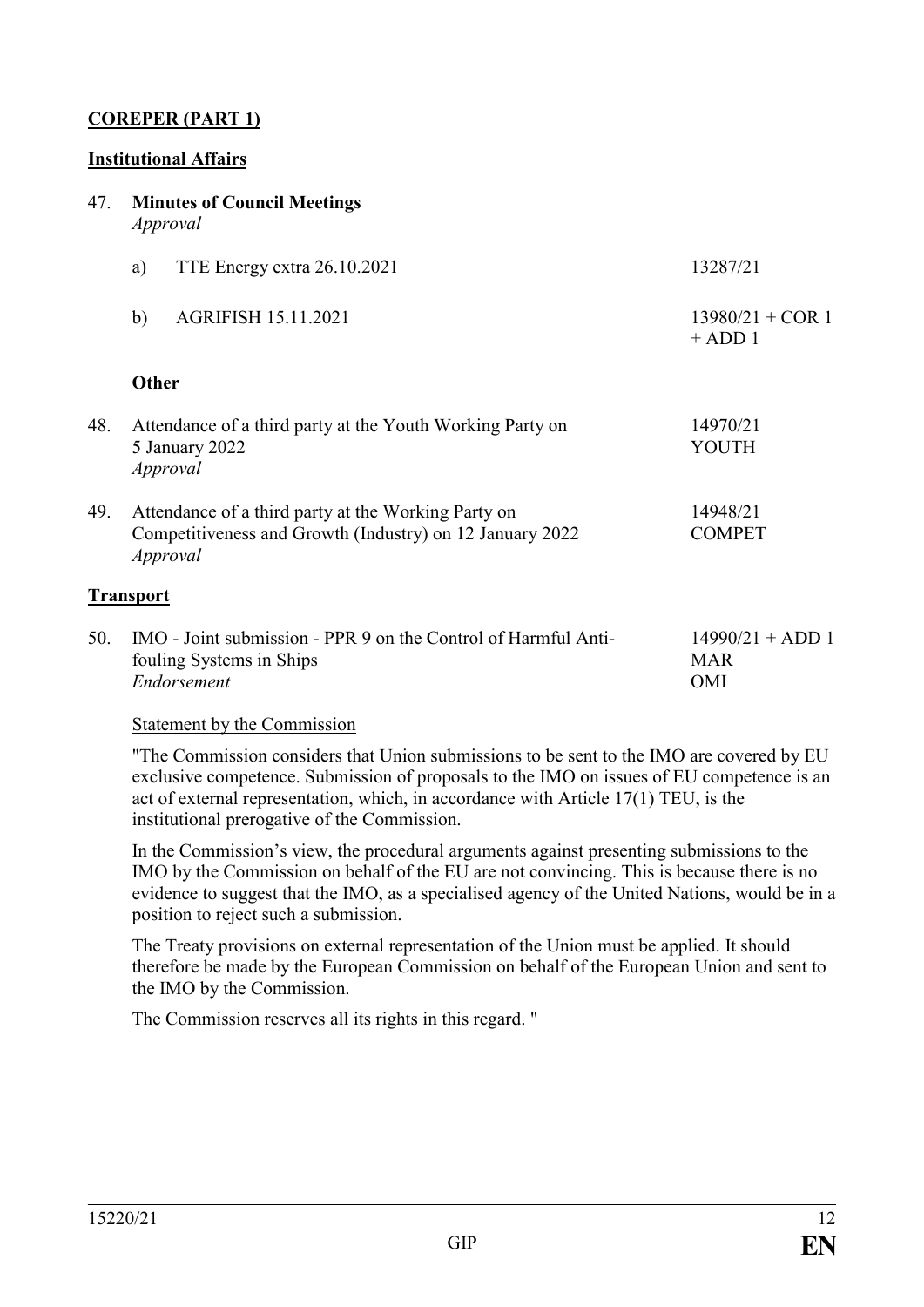**COREPER (PART 1)**

**Institutional Affairs**

47. **Minutes of Council Meetings**
*Approval*

| | | |
|---|---|---|
| a) | TTE Energy extra 26.10.2021 | 13287/21 |
| b) | AGRIFISH 15.11.2021 | 13980/21 + COR 1 + ADD 1 |

**Other**

48. Attendance of a third party at the Youth Working Party on 5 January 2022 — 14970/21 YOUTH
*Approval*

49. Attendance of a third party at the Working Party on Competitiveness and Growth (Industry) on 12 January 2022 — 14948/21 COMPET
*Approval*

**Transport**

50. IMO - Joint submission - PPR 9 on the Control of Harmful Anti-fouling Systems in Ships — 14990/21 + ADD 1 MAR OMI
*Endorsement*

Statement by the Commission

"The Commission considers that Union submissions to be sent to the IMO are covered by EU exclusive competence. Submission of proposals to the IMO on issues of EU competence is an act of external representation, which, in accordance with Article 17(1) TEU, is the institutional prerogative of the Commission.

In the Commission's view, the procedural arguments against presenting submissions to the IMO by the Commission on behalf of the EU are not convincing. This is because there is no evidence to suggest that the IMO, as a specialised agency of the United Nations, would be in a position to reject such a submission.

The Treaty provisions on external representation of the Union must be applied. It should therefore be made by the European Commission on behalf of the European Union and sent to the IMO by the Commission.

The Commission reserves all its rights in this regard. "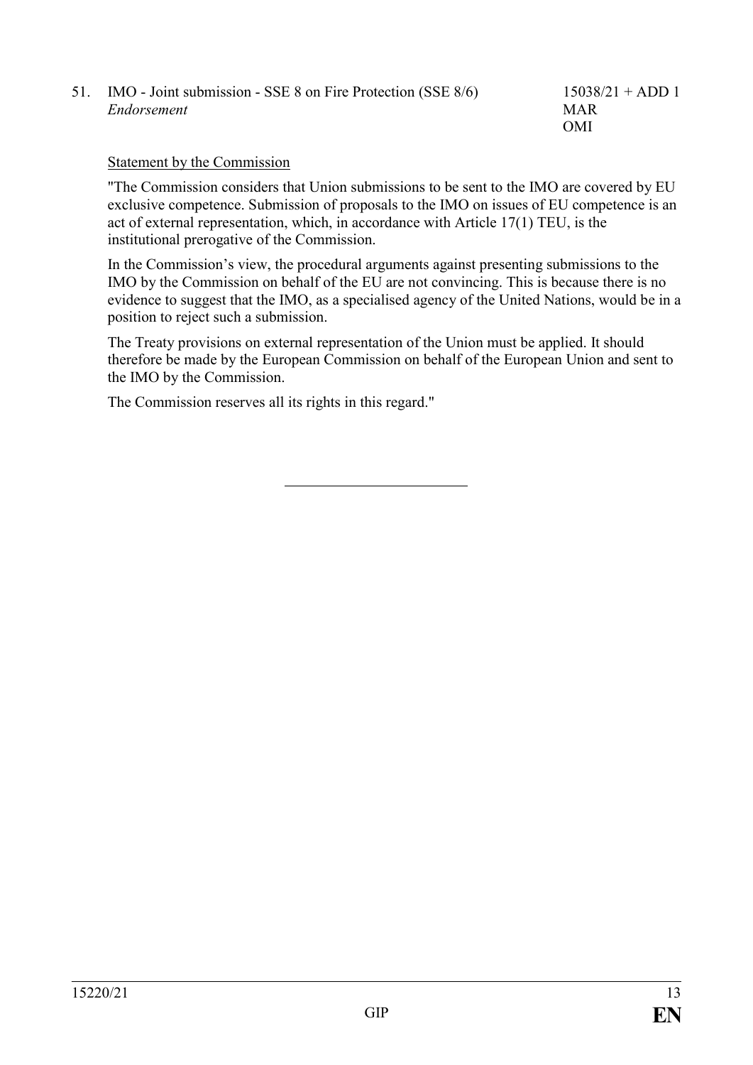51. IMO - Joint submission - SSE 8 on Fire Protection (SSE 8/6) 15038/21 + ADD 1
*Endorsement* MAR
OMI

Statement by the Commission

"The Commission considers that Union submissions to be sent to the IMO are covered by EU exclusive competence. Submission of proposals to the IMO on issues of EU competence is an act of external representation, which, in accordance with Article 17(1) TEU, is the institutional prerogative of the Commission.

In the Commission's view, the procedural arguments against presenting submissions to the IMO by the Commission on behalf of the EU are not convincing. This is because there is no evidence to suggest that the IMO, as a specialised agency of the United Nations, would be in a position to reject such a submission.

The Treaty provisions on external representation of the Union must be applied. It should therefore be made by the European Commission on behalf of the European Union and sent to the IMO by the Commission.

The Commission reserves all its rights in this regard."

---